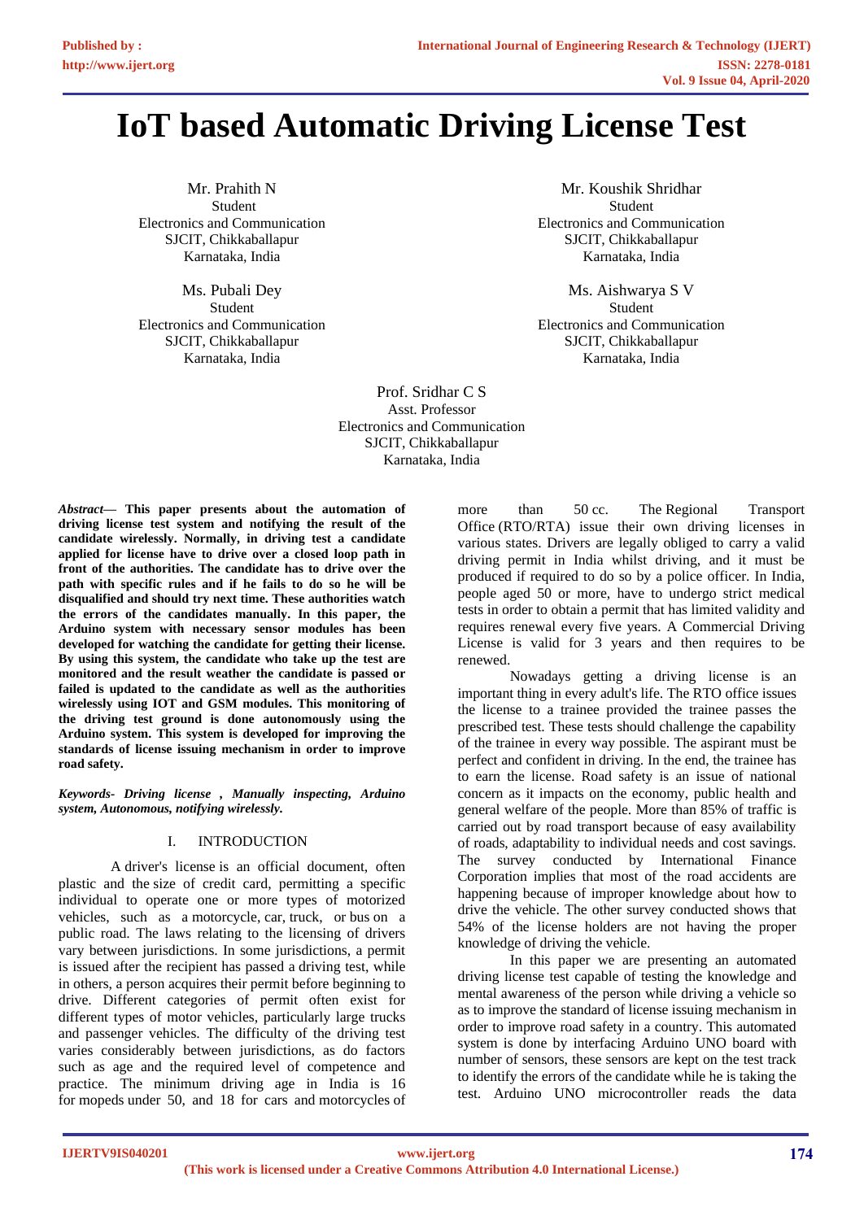# IoT based Automatic Driving License Test

Mr. Prahith N
Student
Electronics and Communication
SJCIT, Chikkaballapur
Karnataka, India

Mr. Koushik Shridhar
Student
Electronics and Communication
SJCIT, Chikkaballapur
Karnataka, India

Ms. Pubali Dey
Student
Electronics and Communication
SJCIT, Chikkaballapur
Karnataka, India

Ms. Aishwarya S V
Student
Electronics and Communication
SJCIT, Chikkaballapur
Karnataka, India

Prof. Sridhar C S
Asst. Professor
Electronics and Communication
SJCIT, Chikkaballapur
Karnataka, India

***Abstract*— This paper presents about the automation of driving license test system and notifying the result of the candidate wirelessly. Normally, in driving test a candidate applied for license have to drive over a closed loop path in front of the authorities. The candidate has to drive over the path with specific rules and if he fails to do so he will be disqualified and should try next time. These authorities watch the errors of the candidates manually. In this paper, the Arduino system with necessary sensor modules has been developed for watching the candidate for getting their license. By using this system, the candidate who take up the test are monitored and the result weather the candidate is passed or failed is updated to the candidate as well as the authorities wirelessly using IOT and GSM modules. This monitoring of the driving test ground is done autonomously using the Arduino system. This system is developed for improving the standards of license issuing mechanism in order to improve road safety.**

***Keywords- Driving license , Manually inspecting, Arduino system, Autonomous, notifying wirelessly.***

## I. INTRODUCTION

A driver's license is an official document, often plastic and the size of credit card, permitting a specific individual to operate one or more types of motorized vehicles, such as a motorcycle, car, truck, or bus on a public road. The laws relating to the licensing of drivers vary between jurisdictions. In some jurisdictions, a permit is issued after the recipient has passed a driving test, while in others, a person acquires their permit before beginning to drive. Different categories of permit often exist for different types of motor vehicles, particularly large trucks and passenger vehicles. The difficulty of the driving test varies considerably between jurisdictions, as do factors such as age and the required level of competence and practice. The minimum driving age in India is 16 for mopeds under 50, and 18 for cars and motorcycles of more than 50 cc. The Regional Transport Office (RTO/RTA) issue their own driving licenses in various states. Drivers are legally obliged to carry a valid driving permit in India whilst driving, and it must be produced if required to do so by a police officer. In India, people aged 50 or more, have to undergo strict medical tests in order to obtain a permit that has limited validity and requires renewal every five years. A Commercial Driving License is valid for 3 years and then requires to be renewed.

Nowadays getting a driving license is an important thing in every adult's life. The RTO office issues the license to a trainee provided the trainee passes the prescribed test. These tests should challenge the capability of the trainee in every way possible. The aspirant must be perfect and confident in driving. In the end, the trainee has to earn the license. Road safety is an issue of national concern as it impacts on the economy, public health and general welfare of the people. More than 85% of traffic is carried out by road transport because of easy availability of roads, adaptability to individual needs and cost savings. The survey conducted by International Finance Corporation implies that most of the road accidents are happening because of improper knowledge about how to drive the vehicle. The other survey conducted shows that 54% of the license holders are not having the proper knowledge of driving the vehicle.

In this paper we are presenting an automated driving license test capable of testing the knowledge and mental awareness of the person while driving a vehicle so as to improve the standard of license issuing mechanism in order to improve road safety in a country. This automated system is done by interfacing Arduino UNO board with number of sensors, these sensors are kept on the test track to identify the errors of the candidate while he is taking the test. Arduino UNO microcontroller reads the data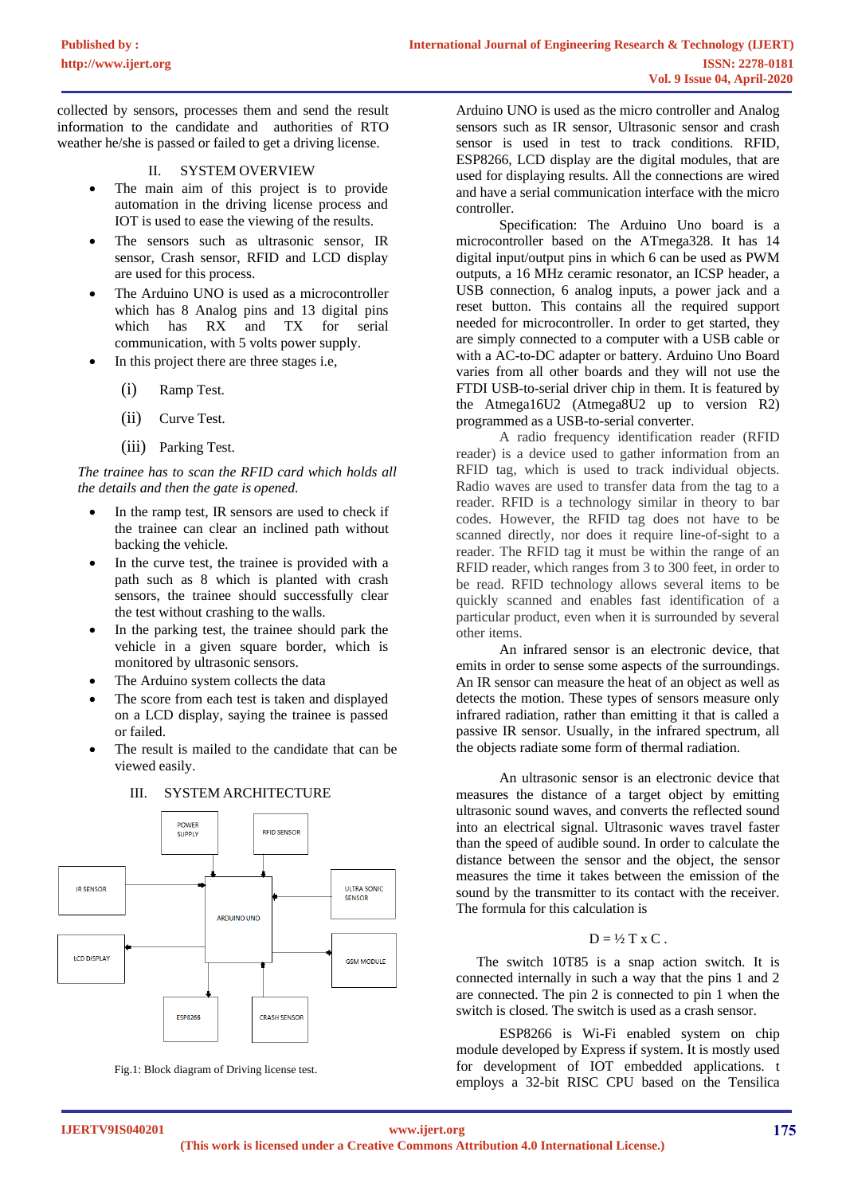collected by sensors, processes them and send the result information to the candidate and authorities of RTO weather he/she is passed or failed to get a driving license.

## II. SYSTEM OVERVIEW

- The main aim of this project is to provide automation in the driving license process and IOT is used to ease the viewing of the results.
- The sensors such as ultrasonic sensor, IR sensor, Crash sensor, RFID and LCD display are used for this process.
- The Arduino UNO is used as a microcontroller which has 8 Analog pins and 13 digital pins which has RX and TX for serial communication, with 5 volts power supply.
- In this project there are three stages i.e,

  (i) Ramp Test.

  (ii) Curve Test.

  (iii) Parking Test.

*The trainee has to scan the RFID card which holds all the details and then the gate is opened.*

- In the ramp test, IR sensors are used to check if the trainee can clear an inclined path without backing the vehicle.
- In the curve test, the trainee is provided with a path such as 8 which is planted with crash sensors, the trainee should successfully clear the test without crashing to the walls.
- In the parking test, the trainee should park the vehicle in a given square border, which is monitored by ultrasonic sensors.
- The Arduino system collects the data
- The score from each test is taken and displayed on a LCD display, saying the trainee is passed or failed.
- The result is mailed to the candidate that can be viewed easily.

## III. SYSTEM ARCHITECTURE

Fig.1: Block diagram of Driving license test.

Arduino UNO is used as the micro controller and Analog sensors such as IR sensor, Ultrasonic sensor and crash sensor is used in test to track conditions. RFID, ESP8266, LCD display are the digital modules, that are used for displaying results. All the connections are wired and have a serial communication interface with the micro controller.

Specification: The Arduino Uno board is a microcontroller based on the ATmega328. It has 14 digital input/output pins in which 6 can be used as PWM outputs, a 16 MHz ceramic resonator, an ICSP header, a USB connection, 6 analog inputs, a power jack and a reset button. This contains all the required support needed for microcontroller. In order to get started, they are simply connected to a computer with a USB cable or with a AC-to-DC adapter or battery. Arduino Uno Board varies from all other boards and they will not use the FTDI USB-to-serial driver chip in them. It is featured by the Atmega16U2 (Atmega8U2 up to version R2) programmed as a USB-to-serial converter.

A radio frequency identification reader (RFID reader) is a device used to gather information from an RFID tag, which is used to track individual objects. Radio waves are used to transfer data from the tag to a reader. RFID is a technology similar in theory to bar codes. However, the RFID tag does not have to be scanned directly, nor does it require line-of-sight to a reader. The RFID tag it must be within the range of an RFID reader, which ranges from 3 to 300 feet, in order to be read. RFID technology allows several items to be quickly scanned and enables fast identification of a particular product, even when it is surrounded by several other items.

An infrared sensor is an electronic device, that emits in order to sense some aspects of the surroundings. An IR sensor can measure the heat of an object as well as detects the motion. These types of sensors measure only infrared radiation, rather than emitting it that is called a passive IR sensor. Usually, in the infrared spectrum, all the objects radiate some form of thermal radiation.

An ultrasonic sensor is an electronic device that measures the distance of a target object by emitting ultrasonic sound waves, and converts the reflected sound into an electrical signal. Ultrasonic waves travel faster than the speed of audible sound. In order to calculate the distance between the sensor and the object, the sensor measures the time it takes between the emission of the sound by the transmitter to its contact with the receiver. The formula for this calculation is

$$D = \frac{1}{2}\, T \times C \,.$$

The switch 10T85 is a snap action switch. It is connected internally in such a way that the pins 1 and 2 are connected. The pin 2 is connected to pin 1 when the switch is closed. The switch is used as a crash sensor.

ESP8266 is Wi-Fi enabled system on chip module developed by Express if system. It is mostly used for development of IOT embedded applications. t employs a 32-bit RISC CPU based on the Tensilica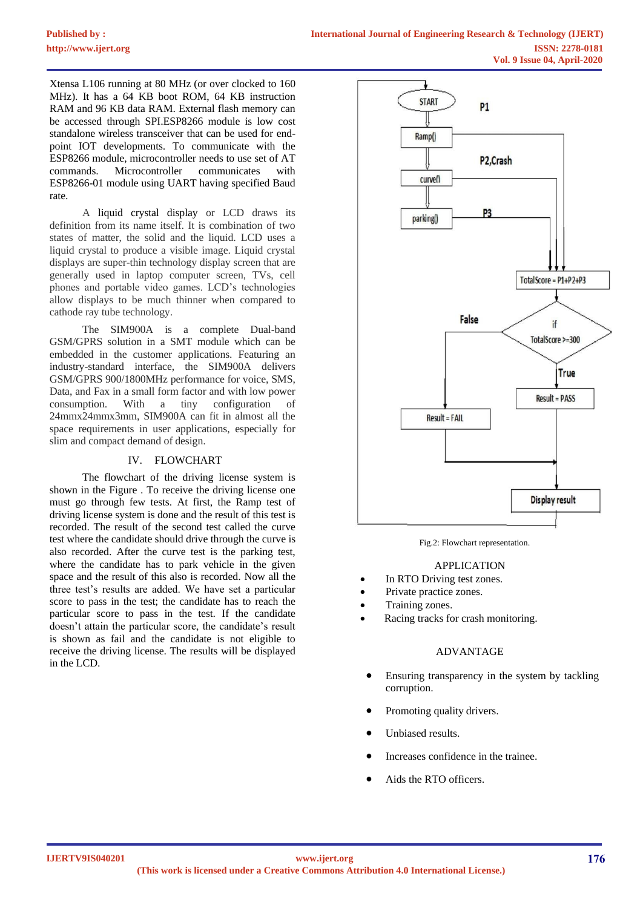Xtensa L106 running at 80 MHz (or over clocked to 160 MHz). It has a 64 KB boot ROM, 64 KB instruction RAM and 96 KB data RAM. External flash memory can be accessed through SPI.ESP8266 module is low cost standalone wireless transceiver that can be used for end-point IOT developments. To communicate with the ESP8266 module, microcontroller needs to use set of AT commands. Microcontroller communicates with ESP8266-01 module using UART having specified Baud rate.

A liquid crystal display or LCD draws its definition from its name itself. It is combination of two states of matter, the solid and the liquid. LCD uses a liquid crystal to produce a visible image. Liquid crystal displays are super-thin technology display screen that are generally used in laptop computer screen, TVs, cell phones and portable video games. LCD's technologies allow displays to be much thinner when compared to cathode ray tube technology.

The SIM900A is a complete Dual-band GSM/GPRS solution in a SMT module which can be embedded in the customer applications. Featuring an industry-standard interface, the SIM900A delivers GSM/GPRS 900/1800MHz performance for voice, SMS, Data, and Fax in a small form factor and with low power consumption. With a tiny configuration of 24mmx24mmx3mm, SIM900A can fit in almost all the space requirements in user applications, especially for slim and compact demand of design.

## IV. FLOWCHART

The flowchart of the driving license system is shown in the Figure . To receive the driving license one must go through few tests. At first, the Ramp test of driving license system is done and the result of this test is recorded. The result of the second test called the curve test where the candidate should drive through the curve is also recorded. After the curve test is the parking test, where the candidate has to park vehicle in the given space and the result of this also is recorded. Now all the three test's results are added. We have set a particular score to pass in the test; the candidate has to reach the particular score to pass in the test. If the candidate doesn't attain the particular score, the candidate's result is shown as fail and the candidate is not eligible to receive the driving license. The results will be displayed in the LCD.

START → Ramp() → curve() → parking()

P1, P2,Crash, P3

TotalScore = P1+P2+P3

if TotalScore >=300

True → Result = PASS

False → Result = FAIL

Display result

Fig.2: Flowchart representation.

## APPLICATION

- In RTO Driving test zones.
- Private practice zones.
- Training zones.
- Racing tracks for crash monitoring.

## ADVANTAGE

- Ensuring transparency in the system by tackling corruption.
- Promoting quality drivers.
- Unbiased results.
- Increases confidence in the trainee.
- Aids the RTO officers.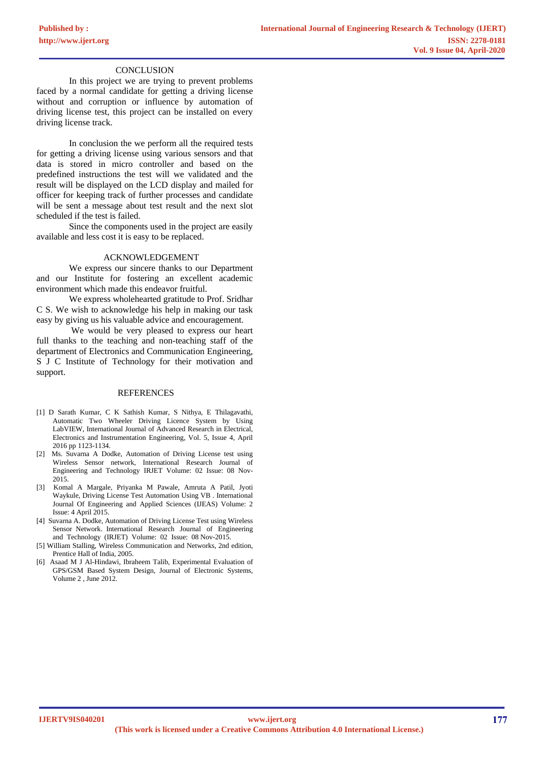## CONCLUSION

In this project we are trying to prevent problems faced by a normal candidate for getting a driving license without and corruption or influence by automation of driving license test, this project can be installed on every driving license track.

In conclusion the we perform all the required tests for getting a driving license using various sensors and that data is stored in micro controller and based on the predefined instructions the test will we validated and the result will be displayed on the LCD display and mailed for officer for keeping track of further processes and candidate will be sent a message about test result and the next slot scheduled if the test is failed.

Since the components used in the project are easily available and less cost it is easy to be replaced.

## ACKNOWLEDGEMENT

We express our sincere thanks to our Department and our Institute for fostering an excellent academic environment which made this endeavor fruitful.

We express wholehearted gratitude to Prof. Sridhar C S. We wish to acknowledge his help in making our task easy by giving us his valuable advice and encouragement.

We would be very pleased to express our heart full thanks to the teaching and non-teaching staff of the department of Electronics and Communication Engineering, S J C Institute of Technology for their motivation and support.

## REFERENCES

[1] D Sarath Kumar, C K Sathish Kumar, S Nithya, E Thilagavathi, Automatic Two Wheeler Driving Licence System by Using LabVIEW, International Journal of Advanced Research in Electrical, Electronics and Instrumentation Engineering, Vol. 5, Issue 4, April 2016 pp 1123-1134.

[2] Ms. Suvarna A Dodke, Automation of Driving License test using Wireless Sensor network, International Research Journal of Engineering and Technology IRJET Volume: 02 Issue: 08 Nov-2015.

[3] Komal A Margale, Priyanka M Pawale, Amruta A Patil, Jyoti Waykule, Driving License Test Automation Using VB . International Journal Of Engineering and Applied Sciences (IJEAS) Volume: 2 Issue: 4 April 2015.

[4] Suvarna A. Dodke, Automation of Driving License Test using Wireless Sensor Network. International Research Journal of Engineering and Technology (IRJET) Volume: 02 Issue: 08 Nov-2015.

[5] William Stalling, Wireless Communication and Networks, 2nd edition, Prentice Hall of India, 2005.

[6] Asaad M J Al-Hindawi, Ibraheem Talib, Experimental Evaluation of GPS/GSM Based System Design, Journal of Electronic Systems, Volume 2 , June 2012.